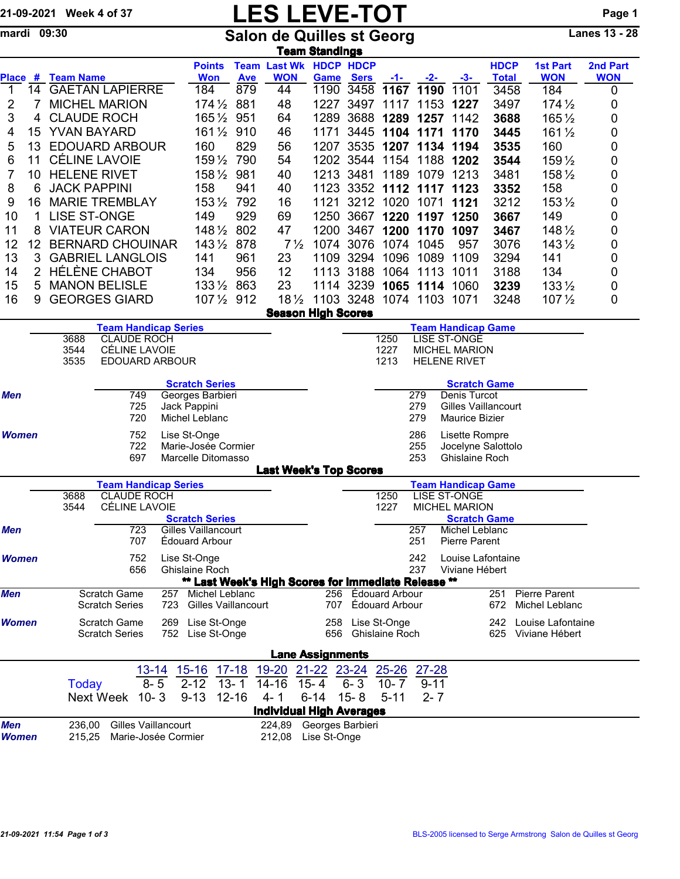# LES LEVE-TOT

21-09-2021 Week 4 of 37

mardi 09:30

## Salon de Quilles st Georg

Lanes 13 - 28

### Team Standings

| Place | # | Team Name | Points Won | Team Ave | Last Wk WON | HDCP Game | HDCP Sers | -1- | -2- | -3- | HDCP Total | 1st Part WON | 2nd Part WON |
|---|---|---|---|---|---|---|---|---|---|---|---|---|---|
| 1 | 14 | GAETAN LAPIERRE | 184 | 879 | 44 | 1190 | 3458 | **1167** | **1190** | 1101 | 3458 | 184 | 0 |
| 2 | 7 | MICHEL MARION | 174½ | 881 | 48 | 1227 | 3497 | 1117 | 1153 | **1227** | 3497 | 174½ | 0 |
| 3 | 4 | CLAUDE ROCH | 165½ | 951 | 64 | 1289 | 3688 | **1289** | **1257** | 1142 | **3688** | 165½ | 0 |
| 4 | 15 | YVAN BAYARD | 161½ | 910 | 46 | 1171 | 3445 | **1104** | **1171** | **1170** | **3445** | 161½ | 0 |
| 5 | 13 | EDOUARD ARBOUR | 160 | 829 | 56 | 1207 | 3535 | **1207** | 1134 | **1194** | **3535** | 160 | 0 |
| 6 | 11 | CÉLINE LAVOIE | 159½ | 790 | 54 | 1202 | 3544 | 1154 | 1188 | **1202** | **3544** | 159½ | 0 |
| 7 | 10 | HELENE RIVET | 158½ | 981 | 40 | 1213 | 3481 | 1189 | 1079 | 1213 | 3481 | 158½ | 0 |
| 8 | 6 | JACK PAPPINI | 158 | 941 | 40 | 1123 | 3352 | **1112** | **1117** | **1123** | **3352** | 158 | 0 |
| 9 | 16 | MARIE TREMBLAY | 153½ | 792 | 16 | 1121 | 3212 | 1020 | 1071 | **1121** | 3212 | 153½ | 0 |
| 10 | 1 | LISE ST-ONGE | 149 | 929 | 69 | 1250 | 3667 | **1220** | **1197** | **1250** | **3667** | 149 | 0 |
| 11 | 8 | VIATEUR CARON | 148½ | 802 | 47 | 1200 | 3467 | **1200** | **1170** | **1097** | **3467** | 148½ | 0 |
| 12 | 12 | BERNARD CHOUINAR | 143½ | 878 | 7½ | 1074 | 3076 | 1074 | 1045 | 957 | 3076 | 143½ | 0 |
| 13 | 3 | GABRIEL LANGLOIS | 141 | 961 | 23 | 1109 | 3294 | 1096 | 1089 | 1109 | 3294 | 141 | 0 |
| 14 | 2 | HÉLÈNE CHABOT | 134 | 956 | 12 | 1113 | 3188 | 1064 | 1113 | 1011 | 3188 | 134 | 0 |
| 15 | 5 | MANON BELISLE | 133½ | 863 | 23 | 1114 | 3239 | **1065** | **1114** | 1060 | **3239** | 133½ | 0 |
| 16 | 9 | GEORGES GIARD | 107½ | 912 | 18½ | 1103 | 3248 | 1074 | 1103 | 1071 | 3248 | 107½ | 0 |

### Season High Scores

**Team Handicap Series**
- 3688 CLAUDE ROCH
- 3544 CÉLINE LAVOIE
- 3535 EDOUARD ARBOUR

**Team Handicap Game**
- 1250 LISE ST-ONGE
- 1227 MICHEL MARION
- 1213 HELENE RIVET

| | Scratch Series | | Scratch Game | |
|---|---|---|---|---|
| ***Men*** | 749 | Georges Barbieri | 279 | Denis Turcot |
| | 725 | Jack Pappini | 279 | Gilles Vaillancourt |
| | 720 | Michel Leblanc | 279 | Maurice Bizier |
| ***Women*** | 752 | Lise St-Onge | 286 | Lisette Rompre |
| | 722 | Marie-Josée Cormier | 255 | Jocelyne Salottolo |
| | 697 | Marcelle Ditomasso | 253 | Ghislaine Roch |

### Last Week's Top Scores

**Team Handicap Series**
- 3688 CLAUDE ROCH
- 3544 CÉLINE LAVOIE

**Team Handicap Game**
- 1250 LISE ST-ONGE
- 1227 MICHEL MARION

| | Scratch Series | | Scratch Game | |
|---|---|---|---|---|
| ***Men*** | 723 | Gilles Vaillancourt | 257 | Michel Leblanc |
| | 707 | Édouard Arbour | 251 | Pierre Parent |
| ***Women*** | 752 | Lise St-Onge | 242 | Louise Lafontaine |
| | 656 | Ghislaine Roch | 237 | Viviane Hébert |

### ** Last Week's High Scores for Immediate Release **

| | | | | | | | |
|---|---|---|---|---|---|---|---|
| ***Men*** | Scratch Game | 257 | Michel Leblanc | 256 | Édouard Arbour | 251 | Pierre Parent |
| | Scratch Series | 723 | Gilles Vaillancourt | 707 | Édouard Arbour | 672 | Michel Leblanc |
| ***Women*** | Scratch Game | 269 | Lise St-Onge | 258 | Lise St-Onge | 242 | Louise Lafontaine |
| | Scratch Series | 752 | Lise St-Onge | 656 | Ghislaine Roch | 625 | Viviane Hébert |

### Lane Assignments

| | 13-14 | 15-16 | 17-18 | 19-20 | 21-22 | 23-24 | 25-26 | 27-28 |
|---|---|---|---|---|---|---|---|---|
| Today | 8- 5 | 2-12 | 13- 1 | 14-16 | 15- 4 | 6- 3 | 10- 7 | 9-11 |
| Next Week | 10- 3 | 9-13 | 12-16 | 4- 1 | 6-14 | 15- 8 | 5-11 | 2- 7 |

### Individual High Averages

| | | | | |
|---|---|---|---|---|
| ***Men*** | 236,00 | Gilles Vaillancourt | 224,89 | Georges Barbieri |
| ***Women*** | 215,25 | Marie-Josée Cormier | 212,08 | Lise St-Onge |

21-09-2021 11:54

BLS-2005 licensed to Serge Armstrong Salon de Quilles st Georg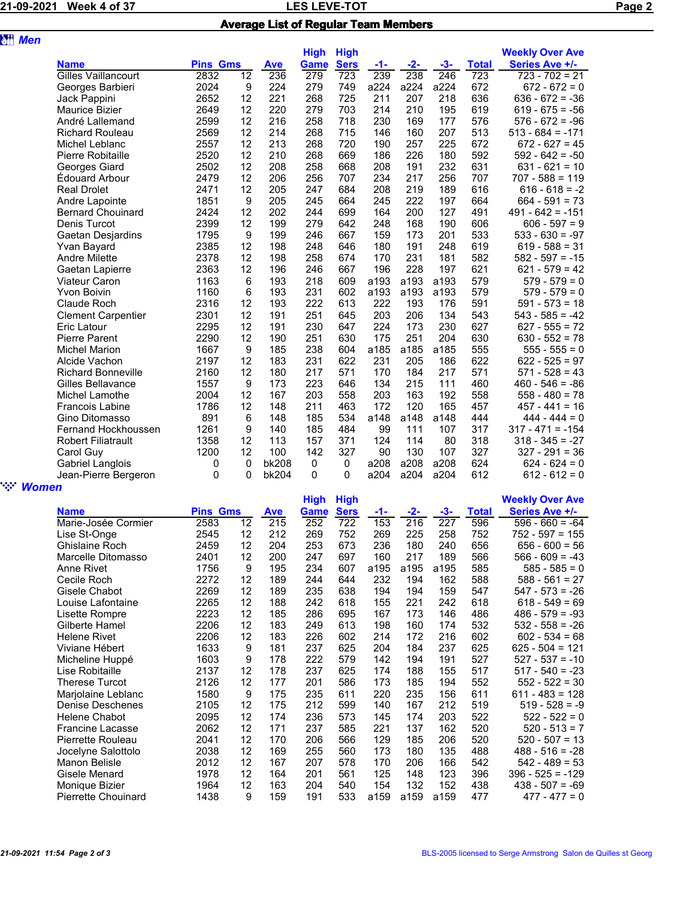## Average List of Regular Team Members

### Men

| Name | Pins | Gms | Ave | High Game | High Sers | -1- | -2- | -3- | Total | Weekly Over Ave Series Ave +/- |
|---|---|---|---|---|---|---|---|---|---|---|
| Gilles Vaillancourt | 2832 | 12 | 236 | 279 | 723 | 239 | 238 | 246 | 723 | 723 - 702 = 21 |
| Georges Barbieri | 2024 | 9 | 224 | 279 | 749 | a224 | a224 | a224 | 672 | 672 - 672 = 0 |
| Jack Pappini | 2652 | 12 | 221 | 268 | 725 | 211 | 207 | 218 | 636 | 636 - 672 = -36 |
| Maurice Bizier | 2649 | 12 | 220 | 279 | 703 | 214 | 210 | 195 | 619 | 619 - 675 = -56 |
| André Lallemand | 2599 | 12 | 216 | 258 | 718 | 230 | 169 | 177 | 576 | 576 - 672 = -96 |
| Richard Rouleau | 2569 | 12 | 214 | 268 | 715 | 146 | 160 | 207 | 513 | 513 - 684 = -171 |
| Michel Leblanc | 2557 | 12 | 213 | 268 | 720 | 190 | 257 | 225 | 672 | 672 - 627 = 45 |
| Pierre Robitaille | 2520 | 12 | 210 | 268 | 669 | 186 | 226 | 180 | 592 | 592 - 642 = -50 |
| Georges Giard | 2502 | 12 | 208 | 258 | 668 | 208 | 191 | 232 | 631 | 631 - 621 = 10 |
| Édouard Arbour | 2479 | 12 | 206 | 256 | 707 | 234 | 217 | 256 | 707 | 707 - 588 = 119 |
| Real Drolet | 2471 | 12 | 205 | 247 | 684 | 208 | 219 | 189 | 616 | 616 - 618 = -2 |
| Andre Lapointe | 1851 | 9 | 205 | 245 | 664 | 245 | 222 | 197 | 664 | 664 - 591 = 73 |
| Bernard Chouinard | 2424 | 12 | 202 | 244 | 699 | 164 | 200 | 127 | 491 | 491 - 642 = -151 |
| Denis Turcot | 2399 | 12 | 199 | 279 | 642 | 248 | 168 | 190 | 606 | 606 - 597 = 9 |
| Gaetan Desjardins | 1795 | 9 | 199 | 246 | 667 | 159 | 173 | 201 | 533 | 533 - 630 = -97 |
| Yvan Bayard | 2385 | 12 | 198 | 248 | 646 | 180 | 191 | 248 | 619 | 619 - 588 = 31 |
| Andre Milette | 2378 | 12 | 198 | 258 | 674 | 170 | 231 | 181 | 582 | 582 - 597 = -15 |
| Gaetan Lapierre | 2363 | 12 | 196 | 246 | 667 | 196 | 228 | 197 | 621 | 621 - 579 = 42 |
| Viateur Caron | 1163 | 6 | 193 | 218 | 609 | a193 | a193 | a193 | 579 | 579 - 579 = 0 |
| Yvon Boivin | 1160 | 6 | 193 | 231 | 602 | a193 | a193 | a193 | 579 | 579 - 579 = 0 |
| Claude Roch | 2316 | 12 | 193 | 222 | 613 | 222 | 193 | 176 | 591 | 591 - 573 = 18 |
| Clement Carpentier | 2301 | 12 | 191 | 251 | 645 | 203 | 206 | 134 | 543 | 543 - 585 = -42 |
| Eric Latour | 2295 | 12 | 191 | 230 | 647 | 224 | 173 | 230 | 627 | 627 - 555 = 72 |
| Pierre Parent | 2290 | 12 | 190 | 251 | 630 | 175 | 251 | 204 | 630 | 630 - 552 = 78 |
| Michel Marion | 1667 | 9 | 185 | 238 | 604 | a185 | a185 | a185 | 555 | 555 - 555 = 0 |
| Alcide Vachon | 2197 | 12 | 183 | 231 | 622 | 231 | 205 | 186 | 622 | 622 - 525 = 97 |
| Richard Bonneville | 2160 | 12 | 180 | 217 | 571 | 170 | 184 | 217 | 571 | 571 - 528 = 43 |
| Gilles Bellavance | 1557 | 9 | 173 | 223 | 646 | 134 | 215 | 111 | 460 | 460 - 546 = -86 |
| Michel Lamothe | 2004 | 12 | 167 | 203 | 558 | 203 | 163 | 192 | 558 | 558 - 480 = 78 |
| Francois Labine | 1786 | 12 | 148 | 211 | 463 | 172 | 120 | 165 | 457 | 457 - 441 = 16 |
| Gino Ditomasso | 891 | 6 | 148 | 185 | 534 | a148 | a148 | a148 | 444 | 444 - 444 = 0 |
| Fernand Hockhoussen | 1261 | 9 | 140 | 185 | 484 | 99 | 111 | 107 | 317 | 317 - 471 = -154 |
| Robert Filiatrault | 1358 | 12 | 113 | 157 | 371 | 124 | 114 | 80 | 318 | 318 - 345 = -27 |
| Carol Guy | 1200 | 12 | 100 | 142 | 327 | 90 | 130 | 107 | 327 | 327 - 291 = 36 |
| Gabriel Langlois | 0 | 0 | bk208 | 0 | 0 | a208 | a208 | a208 | 624 | 624 - 624 = 0 |
| Jean-Pierre Bergeron | 0 | 0 | bk204 | 0 | 0 | a204 | a204 | a204 | 612 | 612 - 612 = 0 |

### Women

| Name | Pins | Gms | Ave | High Game | High Sers | -1- | -2- | -3- | Total | Weekly Over Ave Series Ave +/- |
|---|---|---|---|---|---|---|---|---|---|---|
| Marie-Josée Cormier | 2583 | 12 | 215 | 252 | 722 | 153 | 216 | 227 | 596 | 596 - 660 = -64 |
| Lise St-Onge | 2545 | 12 | 212 | 269 | 752 | 269 | 225 | 258 | 752 | 752 - 597 = 155 |
| Ghislaine Roch | 2459 | 12 | 204 | 253 | 673 | 236 | 180 | 240 | 656 | 656 - 600 = 56 |
| Marcelle Ditomasso | 2401 | 12 | 200 | 247 | 697 | 160 | 217 | 189 | 566 | 566 - 609 = -43 |
| Anne Rivet | 1756 | 9 | 195 | 234 | 607 | a195 | a195 | a195 | 585 | 585 - 585 = 0 |
| Cecile Roch | 2272 | 12 | 189 | 244 | 644 | 232 | 194 | 162 | 588 | 588 - 561 = 27 |
| Gisele Chabot | 2269 | 12 | 189 | 235 | 638 | 194 | 194 | 159 | 547 | 547 - 573 = -26 |
| Louise Lafontaine | 2265 | 12 | 188 | 242 | 618 | 155 | 221 | 242 | 618 | 618 - 549 = 69 |
| Lisette Rompre | 2223 | 12 | 185 | 286 | 695 | 167 | 173 | 146 | 486 | 486 - 579 = -93 |
| Gilberte Hamel | 2206 | 12 | 183 | 249 | 613 | 198 | 160 | 174 | 532 | 532 - 558 = -26 |
| Helene Rivet | 2206 | 12 | 183 | 226 | 602 | 214 | 172 | 216 | 602 | 602 - 534 = 68 |
| Viviane Hébert | 1633 | 9 | 181 | 237 | 625 | 204 | 184 | 237 | 625 | 625 - 504 = 121 |
| Micheline Huppé | 1603 | 9 | 178 | 222 | 579 | 142 | 194 | 191 | 527 | 527 - 537 = -10 |
| Lise Robitaille | 2137 | 12 | 178 | 237 | 625 | 174 | 188 | 155 | 517 | 517 - 540 = -23 |
| Therese Turcot | 2126 | 12 | 177 | 201 | 586 | 173 | 185 | 194 | 552 | 552 - 522 = 30 |
| Marjolaine Leblanc | 1580 | 9 | 175 | 235 | 611 | 220 | 235 | 156 | 611 | 611 - 483 = 128 |
| Denise Deschenes | 2105 | 12 | 175 | 212 | 599 | 140 | 167 | 212 | 519 | 519 - 528 = -9 |
| Helene Chabot | 2095 | 12 | 174 | 236 | 573 | 145 | 174 | 203 | 522 | 522 - 522 = 0 |
| Francine Lacasse | 2062 | 12 | 171 | 237 | 585 | 221 | 137 | 162 | 520 | 520 - 513 = 7 |
| Pierrette Rouleau | 2041 | 12 | 170 | 206 | 566 | 129 | 185 | 206 | 520 | 520 - 507 = 13 |
| Jocelyne Salottolo | 2038 | 12 | 169 | 255 | 560 | 173 | 180 | 135 | 488 | 488 - 516 = -28 |
| Manon Belisle | 2012 | 12 | 167 | 207 | 578 | 170 | 206 | 166 | 542 | 542 - 489 = 53 |
| Gisele Menard | 1978 | 12 | 164 | 201 | 561 | 125 | 148 | 123 | 396 | 396 - 525 = -129 |
| Monique Bizier | 1964 | 12 | 163 | 204 | 540 | 154 | 132 | 152 | 438 | 438 - 507 = -69 |
| Pierrette Chouinard | 1438 | 9 | 159 | 191 | 533 | a159 | a159 | a159 | 477 | 477 - 477 = 0 |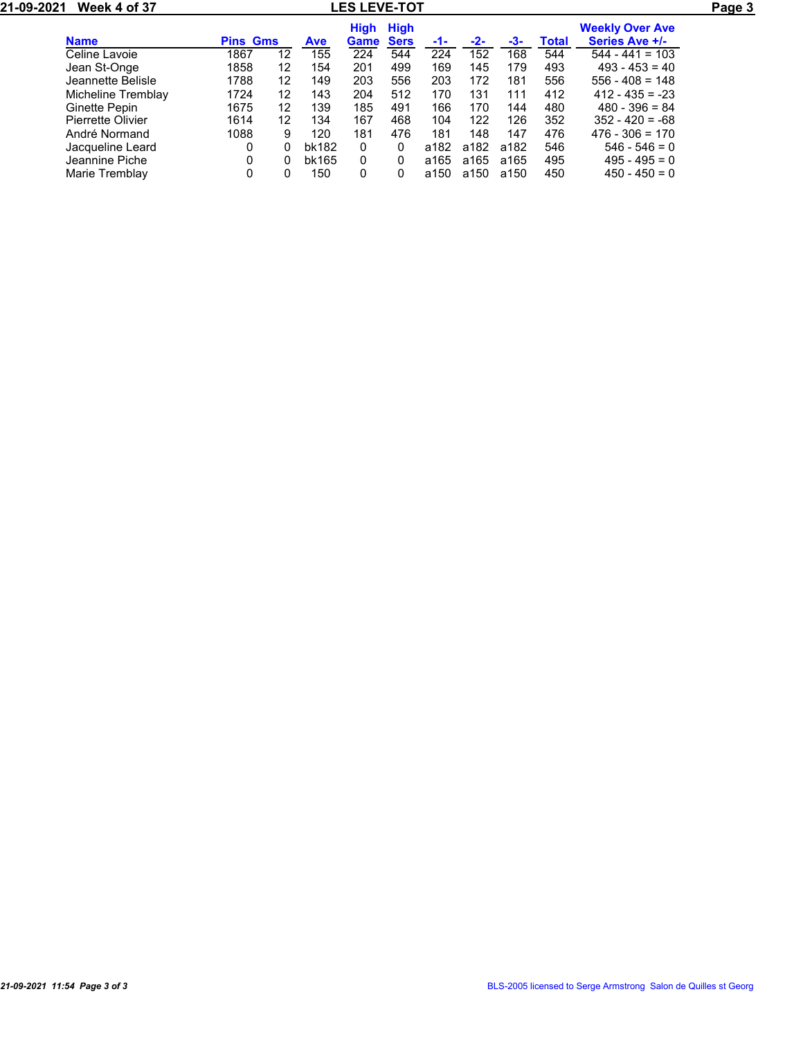| Name | Pins | Gms | Ave | High Game | High Sers | -1- | -2- | -3- | Total | Weekly Over Ave Series Ave +/- |
|---|---|---|---|---|---|---|---|---|---|---|
| Celine Lavoie | 1867 | 12 | 155 | 224 | 544 | 224 | 152 | 168 | 544 | 544 - 441 = 103 |
| Jean St-Onge | 1858 | 12 | 154 | 201 | 499 | 169 | 145 | 179 | 493 | 493 - 453 = 40 |
| Jeannette Belisle | 1788 | 12 | 149 | 203 | 556 | 203 | 172 | 181 | 556 | 556 - 408 = 148 |
| Micheline Tremblay | 1724 | 12 | 143 | 204 | 512 | 170 | 131 | 111 | 412 | 412 - 435 = -23 |
| Ginette Pepin | 1675 | 12 | 139 | 185 | 491 | 166 | 170 | 144 | 480 | 480 - 396 = 84 |
| Pierrette Olivier | 1614 | 12 | 134 | 167 | 468 | 104 | 122 | 126 | 352 | 352 - 420 = -68 |
| André Normand | 1088 | 9 | 120 | 181 | 476 | 181 | 148 | 147 | 476 | 476 - 306 = 170 |
| Jacqueline Leard | 0 | 0 | bk182 | 0 | 0 | a182 | a182 | a182 | 546 | 546 - 546 = 0 |
| Jeannine Piche | 0 | 0 | bk165 | 0 | 0 | a165 | a165 | a165 | 495 | 495 - 495 = 0 |
| Marie Tremblay | 0 | 0 | 150 | 0 | 0 | a150 | a150 | a150 | 450 | 450 - 450 = 0 |